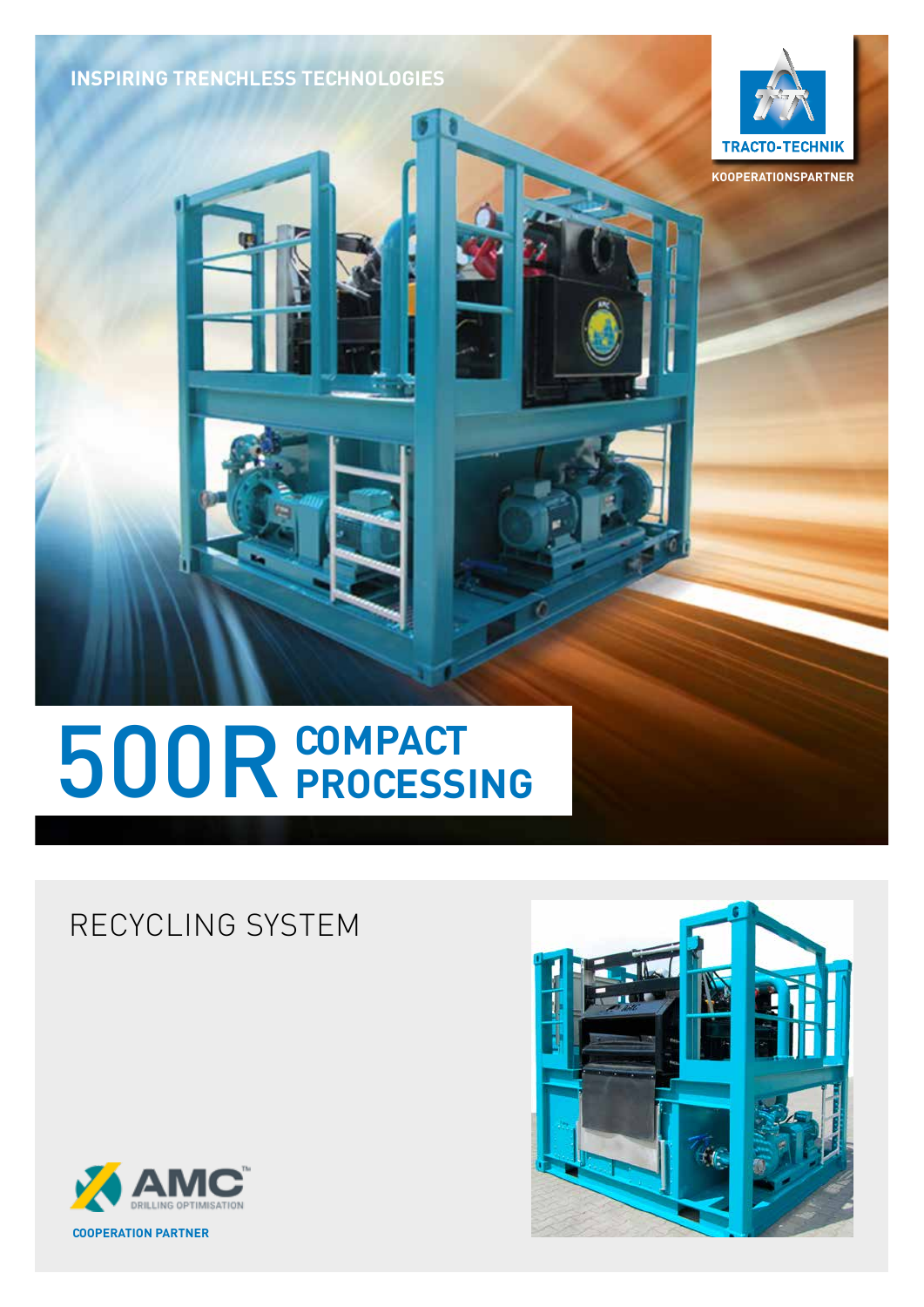INSPIRING TRENCHLESS TECHNOLOGIES

TRACTO-TECHNIK

KOOPERATIONSPARTNER

# 500R COMPACT PROCESSING

## RECYCLING SYSTEM

AMC™ DRILLING OPTIMISATION

COOPERATION PARTNER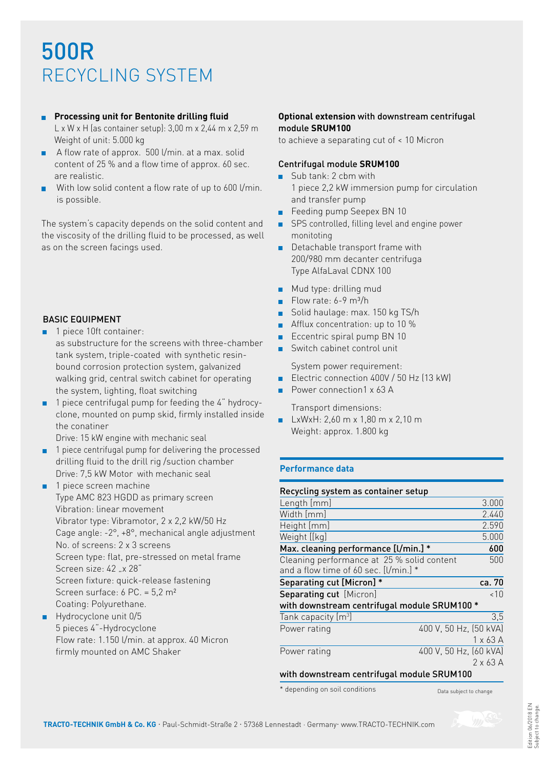# 500R
## RECYCLING SYSTEM

- **Processing unit for Bentonite drilling fluid**
  L x W x H (as container setup): 3,00 m x 2,44 m x 2,59 m
  Weight of unit: 5.000 kg
- A flow rate of approx. 500 l/min. at a max. solid content of 25 % and a flow time of approx. 60 sec. are realistic.
- With low solid content a flow rate of up to 600 l/min. is possible.

The system's capacity depends on the solid content and the viscosity of the drilling fluid to be processed, as well as on the screen facings used.

### BASIC EQUIPMENT

- 1 piece 10ft container:
  as substructure for the screens with three-chamber tank system, triple-coated with synthetic resin-bound corrosion protection system, galvanized walking grid, central switch cabinet for operating the system, lighting, float switching
- 1 piece centrifugal pump for feeding the 4" hydrocyclone, mounted on pump skid, firmly installed inside the conatiner
  Drive: 15 kW engine with mechanic seal
- 1 piece centrifugal pump for delivering the processed drilling fluid to the drill rig /suction chamber
  Drive: 7,5 kW Motor with mechanic seal
- 1 piece screen machine
  Type AMC 823 HGDD as primary screen
  Vibration: linear movement
  Vibrator type: Vibramotor, 2 x 2,2 kW/50 Hz
  Cage angle: -2°, +8°, mechanical angle adjustment
  No. of screens: 2 x 3 screens
  Screen type: flat, pre-stressed on metal frame
  Screen size: 42 „x 28"
  Screen fixture: quick-release fastening
  Screen surface: 6 PC. = 5,2 m²
  Coating: Polyurethane.
- Hydrocyclone unit 0/5
  5 pieces 4"-Hydrocyclone
  Flow rate: 1.150 l/min. at approx. 40 Micron
  firmly mounted on AMC Shaker

**Optional extension** with downstream centrifugal module **SRUM100**
to achieve a separating cut of < 10 Micron

### Centrifugal module SRUM100

- Sub tank: 2 cbm with
  1 piece 2,2 kW immersion pump for circulation and transfer pump
- Feeding pump Seepex BN 10
- SPS controlled, filling level and engine power monitoting
- Detachable transport frame with 200/980 mm decanter centrifuga
  Type AlfaLaval CDNX 100

- Mud type: drilling mud
- Flow rate: 6-9 m³/h
- Solid haulage: max. 150 kg TS/h
- Afflux concentration: up to 10 %
- Eccentric spiral pump BN 10
- Switch cabinet control unit

System power requirement:
- Electric connection 400V / 50 Hz (13 kW)
- Power connection1 x 63 A

Transport dimensions:
- LxWxH: 2,60 m x 1,80 m x 2,10 m
  Weight: approx. 1.800 kg

### Performance data

| Recycling system as container setup | |
|---|---|
| Length [mm] | 3.000 |
| Width [mm] | 2.440 |
| Height [mm] | 2.590 |
| Weight [[kg] | 5.000 |
| **Max. cleaning performance [l/min.] *** | **600** |
| Cleaning performance at 25 % solid content and a flow time of 60 sec. [l/min.] * | 500 |
| **Separating cut [Micron] *** | **ca. 70** |
| **Separating cut** [Micron] **with downstream centrifugal module SRUM100 *** | <10 |
| Tank capacity [m³] | 3,5 |
| Power rating | 400 V, 50 Hz, (50 kVA) 1 x 63 A |
| Power rating **with downstream centrifugal module SRUM100** | 400 V, 50 Hz, (60 kVA) 2 x 63 A |

\* depending on soil conditions

Data subject to change

**TRACTO-TECHNIK GmbH & Co. KG** · Paul-Schmidt-Straße 2 · 57368 Lennestadt · Germany· www.TRACTO-TECHNIK.com

Edition 06/2018 EN
Subject to change.